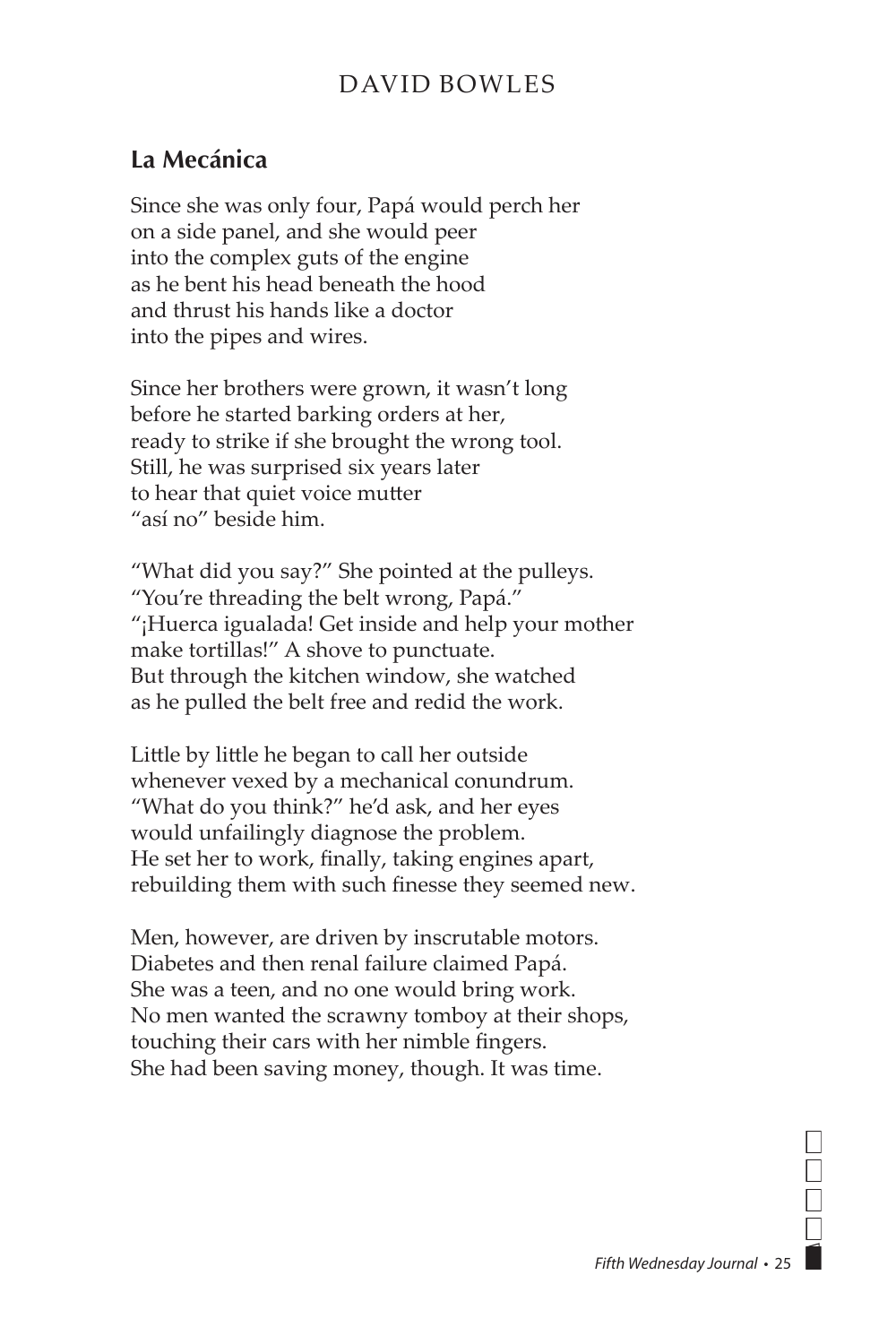DAVID BOWLES

## La Mecánica

Since she was only four, Papá would perch her  
on a side panel, and she would peer  
into the complex guts of the engine  
as he bent his head beneath the hood  
and thrust his hands like a doctor  
into the pipes and wires.

Since her brothers were grown, it wasn't long  
before he started barking orders at her,  
ready to strike if she brought the wrong tool.  
Still, he was surprised six years later  
to hear that quiet voice mutter  
"así no" beside him.

"What did you say?" She pointed at the pulleys.  
"You're threading the belt wrong, Papá."  
"¡Huerca igualada! Get inside and help your mother  
make tortillas!" A shove to punctuate.  
But through the kitchen window, she watched  
as he pulled the belt free and redid the work.

Little by little he began to call her outside  
whenever vexed by a mechanical conundrum.  
"What do you think?" he'd ask, and her eyes  
would unfailingly diagnose the problem.  
He set her to work, finally, taking engines apart,  
rebuilding them with such finesse they seemed new.

Men, however, are driven by inscrutable motors.  
Diabetes and then renal failure claimed Papá.  
She was a teen, and no one would bring work.  
No men wanted the scrawny tomboy at their shops,  
touching their cars with her nimble fingers.  
She had been saving money, though. It was time.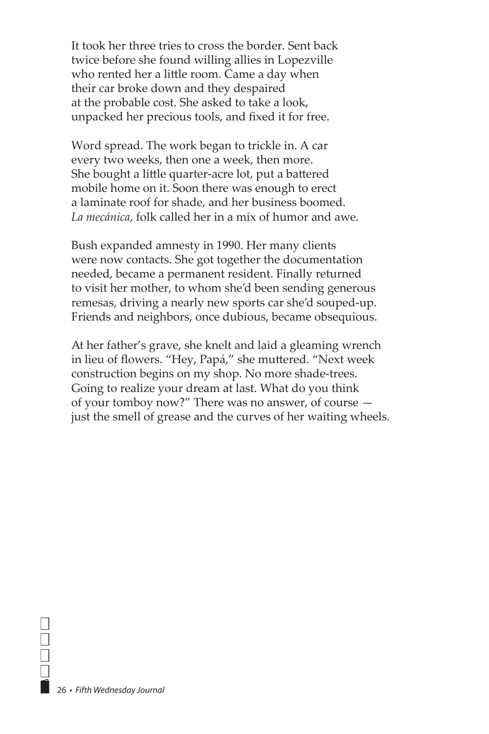It took her three tries to cross the border. Sent back
twice before she found willing allies in Lopezville
who rented her a little room. Came a day when
their car broke down and they despaired
at the probable cost. She asked to take a look,
unpacked her precious tools, and fixed it for free.

Word spread. The work began to trickle in. A car
every two weeks, then one a week, then more.
She bought a little quarter-acre lot, put a battered
mobile home on it. Soon there was enough to erect
a laminate roof for shade, and her business boomed.
*La mecánica*, folk called her in a mix of humor and awe.

Bush expanded amnesty in 1990. Her many clients
were now contacts. She got together the documentation
needed, became a permanent resident. Finally returned
to visit her mother, to whom she'd been sending generous
remesas, driving a nearly new sports car she'd souped-up.
Friends and neighbors, once dubious, became obsequious.

At her father's grave, she knelt and laid a gleaming wrench
in lieu of flowers. "Hey, Papá," she muttered. "Next week
construction begins on my shop. No more shade-trees.
Going to realize your dream at last. What do you think
of your tomboy now?" There was no answer, of course —
just the smell of grease and the curves of her waiting wheels.